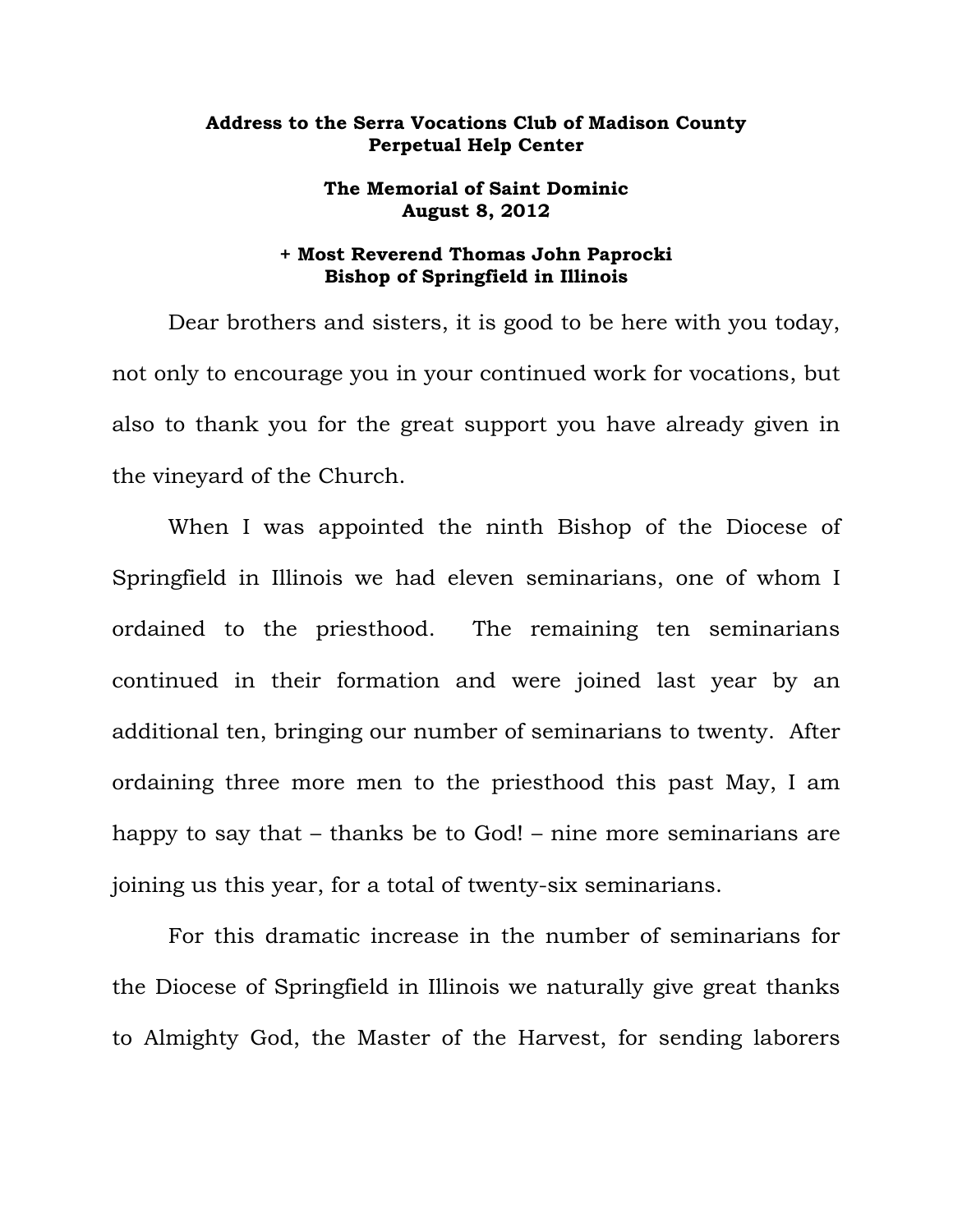**Address to the Serra Vocations Club of Madison County**
**Perpetual Help Center**

**The Memorial of Saint Dominic**
**August 8, 2012**

**+ Most Reverend Thomas John Paprocki**
**Bishop of Springfield in Illinois**

Dear brothers and sisters, it is good to be here with you today, not only to encourage you in your continued work for vocations, but also to thank you for the great support you have already given in the vineyard of the Church.

When I was appointed the ninth Bishop of the Diocese of Springfield in Illinois we had eleven seminarians, one of whom I ordained to the priesthood. The remaining ten seminarians continued in their formation and were joined last year by an additional ten, bringing our number of seminarians to twenty. After ordaining three more men to the priesthood this past May, I am happy to say that – thanks be to God! – nine more seminarians are joining us this year, for a total of twenty-six seminarians.

For this dramatic increase in the number of seminarians for the Diocese of Springfield in Illinois we naturally give great thanks to Almighty God, the Master of the Harvest, for sending laborers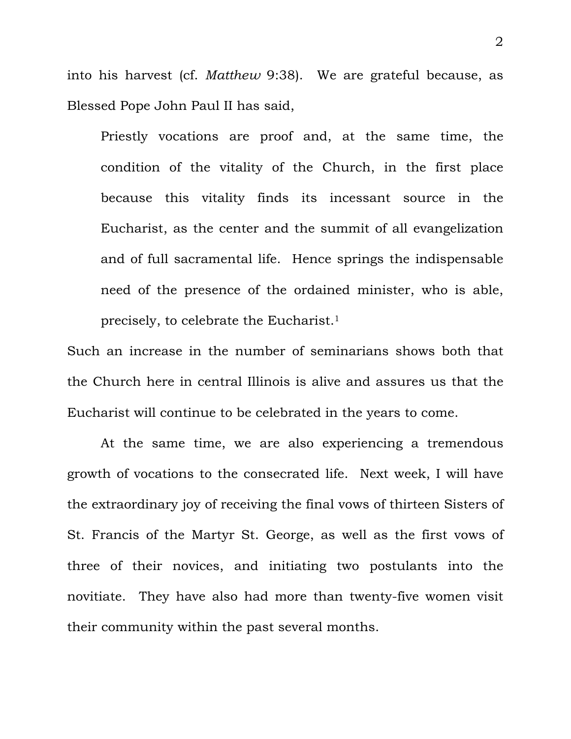into his harvest (cf. *Matthew* 9:38). We are grateful because, as Blessed Pope John Paul II has said,

> Priestly vocations are proof and, at the same time, the condition of the vitality of the Church, in the first place because this vitality finds its incessant source in the Eucharist, as the center and the summit of all evangelization and of full sacramental life. Hence springs the indispensable need of the presence of the ordained minister, who is able, precisely, to celebrate the Eucharist.[1]

Such an increase in the number of seminarians shows both that the Church here in central Illinois is alive and assures us that the Eucharist will continue to be celebrated in the years to come.

At the same time, we are also experiencing a tremendous growth of vocations to the consecrated life. Next week, I will have the extraordinary joy of receiving the final vows of thirteen Sisters of St. Francis of the Martyr St. George, as well as the first vows of three of their novices, and initiating two postulants into the novitiate. They have also had more than twenty-five women visit their community within the past several months.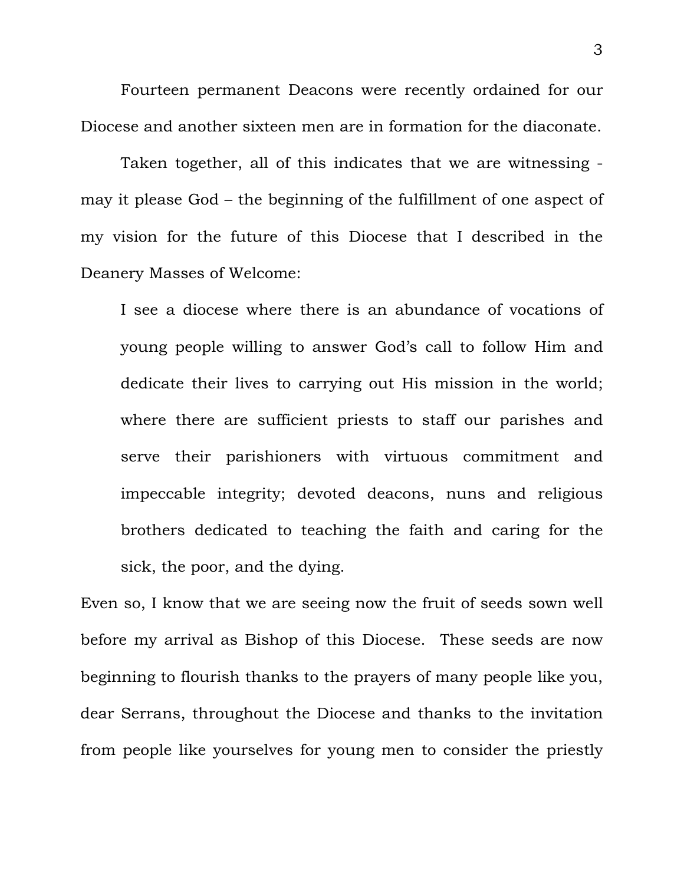Fourteen permanent Deacons were recently ordained for our Diocese and another sixteen men are in formation for the diaconate.

Taken together, all of this indicates that we are witnessing - may it please God – the beginning of the fulfillment of one aspect of my vision for the future of this Diocese that I described in the Deanery Masses of Welcome:

> I see a diocese where there is an abundance of vocations of young people willing to answer God's call to follow Him and dedicate their lives to carrying out His mission in the world; where there are sufficient priests to staff our parishes and serve their parishioners with virtuous commitment and impeccable integrity; devoted deacons, nuns and religious brothers dedicated to teaching the faith and caring for the sick, the poor, and the dying.

Even so, I know that we are seeing now the fruit of seeds sown well before my arrival as Bishop of this Diocese. These seeds are now beginning to flourish thanks to the prayers of many people like you, dear Serrans, throughout the Diocese and thanks to the invitation from people like yourselves for young men to consider the priestly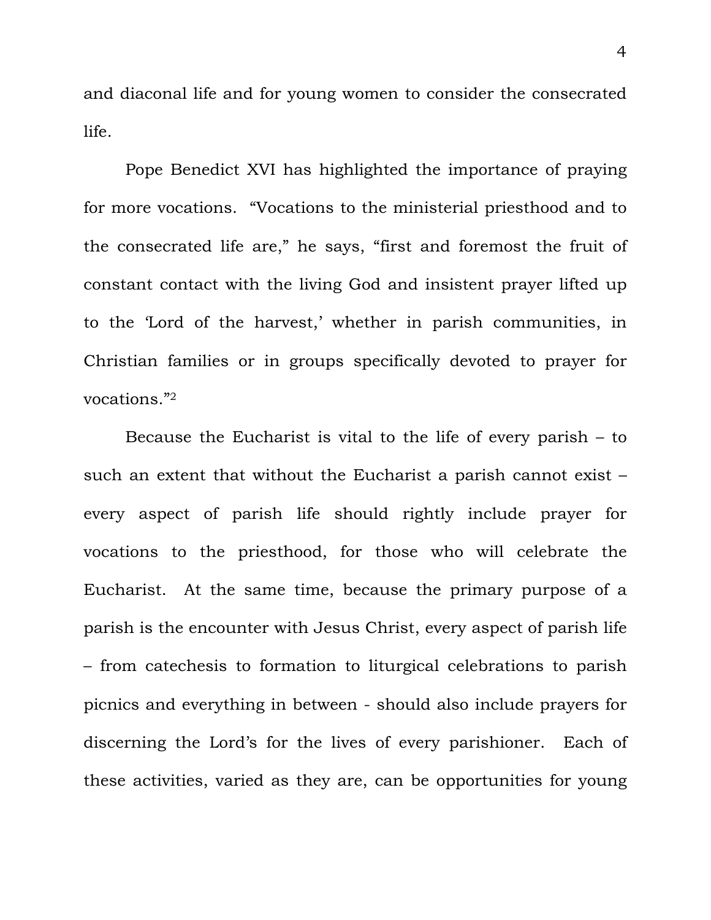and diaconal life and for young women to consider the consecrated life.

Pope Benedict XVI has highlighted the importance of praying for more vocations. "Vocations to the ministerial priesthood and to the consecrated life are," he says, "first and foremost the fruit of constant contact with the living God and insistent prayer lifted up to the 'Lord of the harvest,' whether in parish communities, in Christian families or in groups specifically devoted to prayer for vocations."[2]

Because the Eucharist is vital to the life of every parish – to such an extent that without the Eucharist a parish cannot exist – every aspect of parish life should rightly include prayer for vocations to the priesthood, for those who will celebrate the Eucharist. At the same time, because the primary purpose of a parish is the encounter with Jesus Christ, every aspect of parish life – from catechesis to formation to liturgical celebrations to parish picnics and everything in between - should also include prayers for discerning the Lord's for the lives of every parishioner. Each of these activities, varied as they are, can be opportunities for young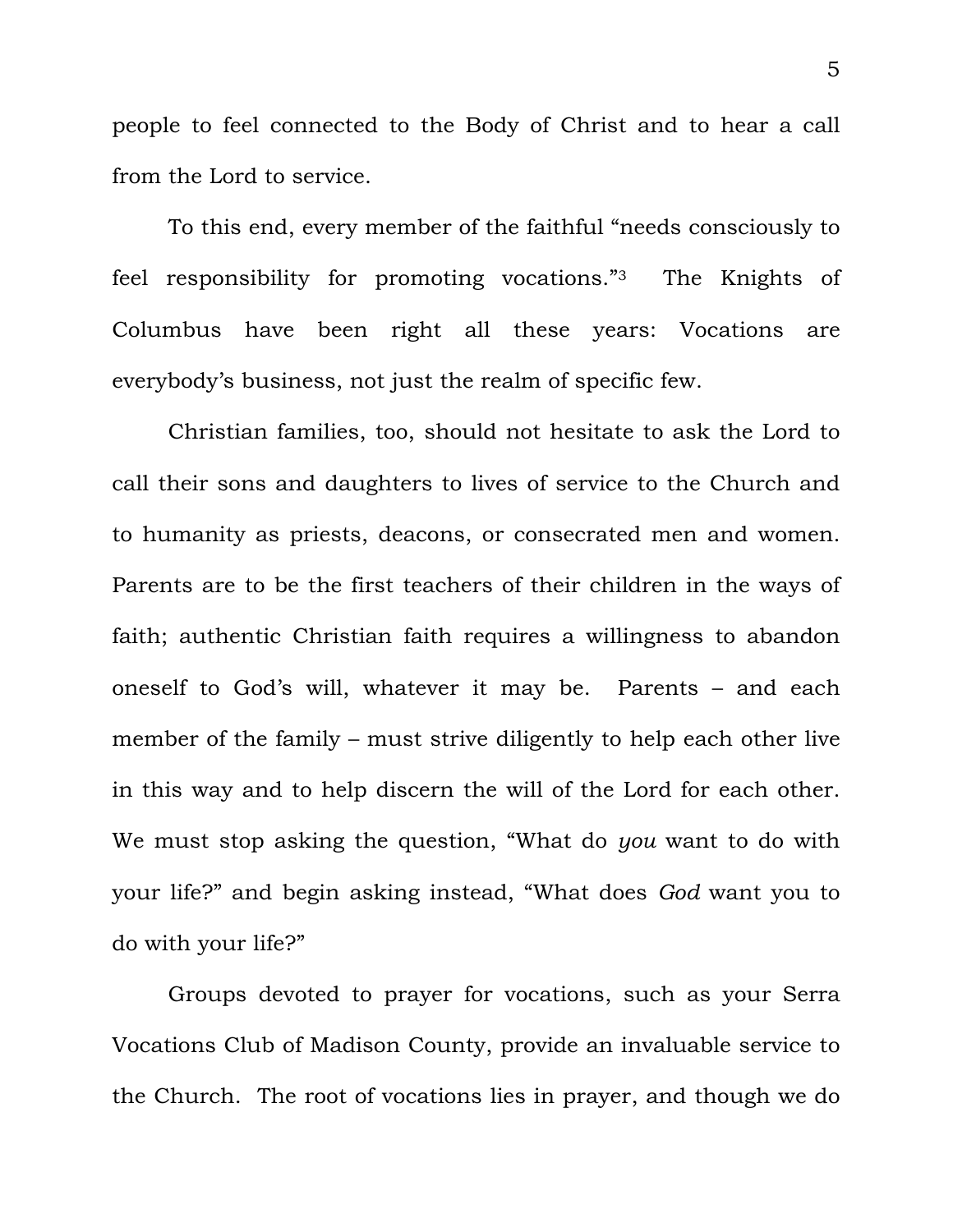people to feel connected to the Body of Christ and to hear a call from the Lord to service.

To this end, every member of the faithful "needs consciously to feel responsibility for promoting vocations."[3] The Knights of Columbus have been right all these years: Vocations are everybody's business, not just the realm of specific few.

Christian families, too, should not hesitate to ask the Lord to call their sons and daughters to lives of service to the Church and to humanity as priests, deacons, or consecrated men and women. Parents are to be the first teachers of their children in the ways of faith; authentic Christian faith requires a willingness to abandon oneself to God's will, whatever it may be. Parents – and each member of the family – must strive diligently to help each other live in this way and to help discern the will of the Lord for each other. We must stop asking the question, "What do *you* want to do with your life?" and begin asking instead, "What does *God* want you to do with your life?"

Groups devoted to prayer for vocations, such as your Serra Vocations Club of Madison County, provide an invaluable service to the Church. The root of vocations lies in prayer, and though we do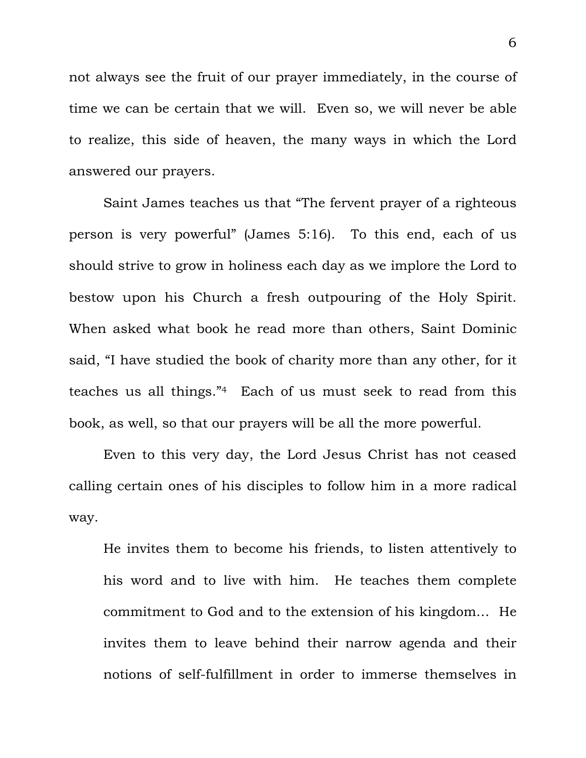not always see the fruit of our prayer immediately, in the course of time we can be certain that we will. Even so, we will never be able to realize, this side of heaven, the many ways in which the Lord answered our prayers.

Saint James teaches us that "The fervent prayer of a righteous person is very powerful" (James 5:16). To this end, each of us should strive to grow in holiness each day as we implore the Lord to bestow upon his Church a fresh outpouring of the Holy Spirit. When asked what book he read more than others, Saint Dominic said, "I have studied the book of charity more than any other, for it teaches us all things."[4] Each of us must seek to read from this book, as well, so that our prayers will be all the more powerful.

Even to this very day, the Lord Jesus Christ has not ceased calling certain ones of his disciples to follow him in a more radical way.

> He invites them to become his friends, to listen attentively to his word and to live with him. He teaches them complete commitment to God and to the extension of his kingdom… He invites them to leave behind their narrow agenda and their notions of self-fulfillment in order to immerse themselves in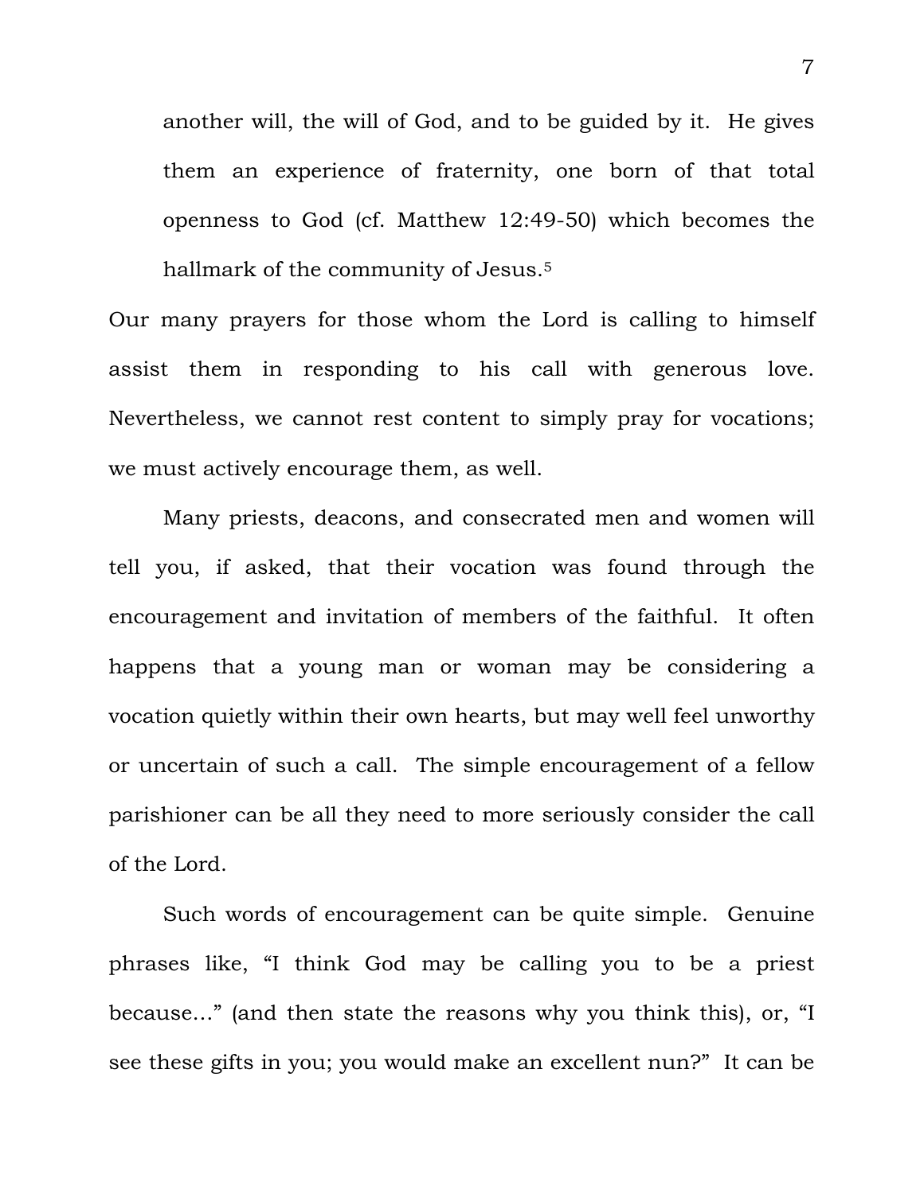> another will, the will of God, and to be guided by it. He gives them an experience of fraternity, one born of that total openness to God (cf. Matthew 12:49-50) which becomes the hallmark of the community of Jesus.[5]

Our many prayers for those whom the Lord is calling to himself assist them in responding to his call with generous love. Nevertheless, we cannot rest content to simply pray for vocations; we must actively encourage them, as well.

Many priests, deacons, and consecrated men and women will tell you, if asked, that their vocation was found through the encouragement and invitation of members of the faithful. It often happens that a young man or woman may be considering a vocation quietly within their own hearts, but may well feel unworthy or uncertain of such a call. The simple encouragement of a fellow parishioner can be all they need to more seriously consider the call of the Lord.

Such words of encouragement can be quite simple. Genuine phrases like, "I think God may be calling you to be a priest because…" (and then state the reasons why you think this), or, "I see these gifts in you; you would make an excellent nun?" It can be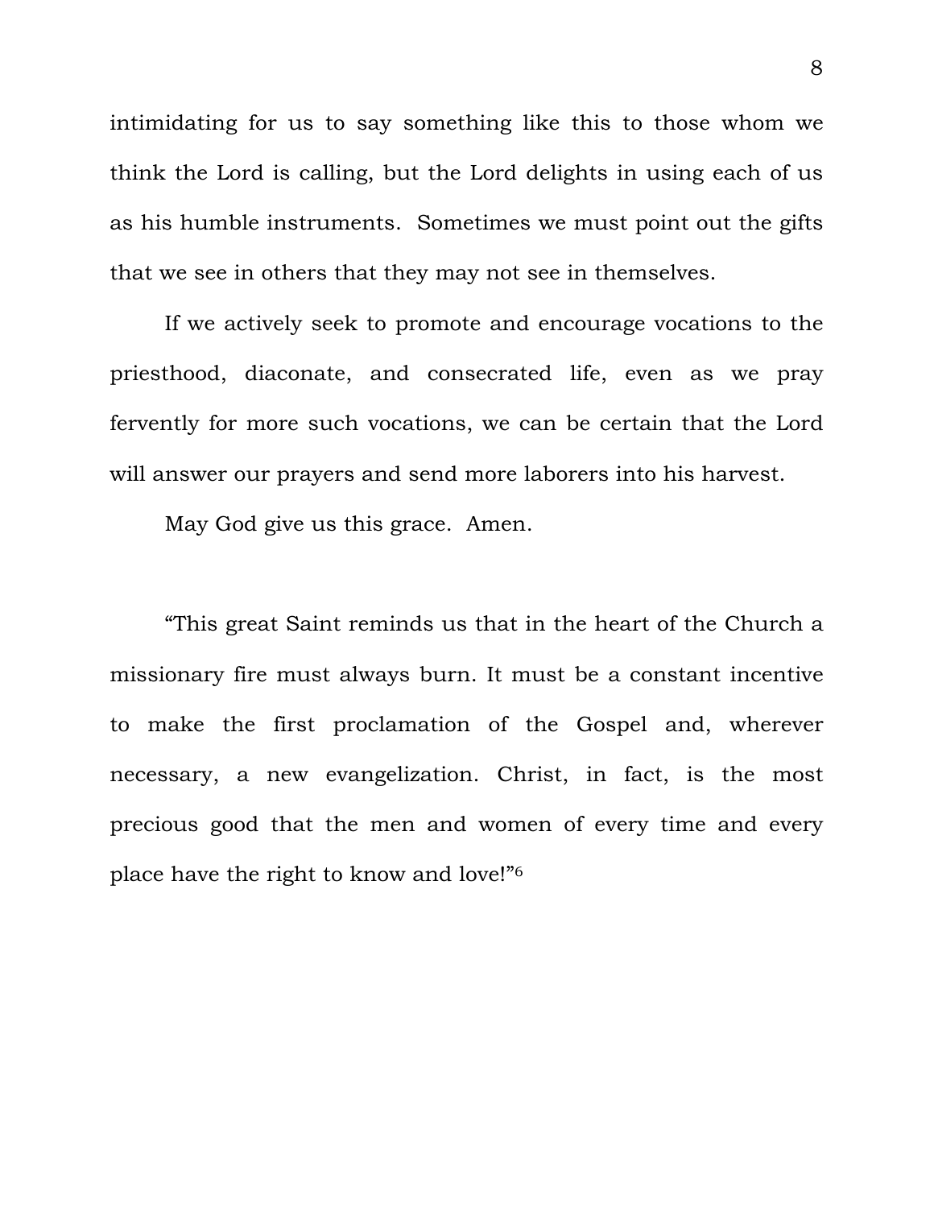intimidating for us to say something like this to those whom we think the Lord is calling, but the Lord delights in using each of us as his humble instruments. Sometimes we must point out the gifts that we see in others that they may not see in themselves.

If we actively seek to promote and encourage vocations to the priesthood, diaconate, and consecrated life, even as we pray fervently for more such vocations, we can be certain that the Lord will answer our prayers and send more laborers into his harvest.

May God give us this grace. Amen.

"This great Saint reminds us that in the heart of the Church a missionary fire must always burn. It must be a constant incentive to make the first proclamation of the Gospel and, wherever necessary, a new evangelization. Christ, in fact, is the most precious good that the men and women of every time and every place have the right to know and love!"[6]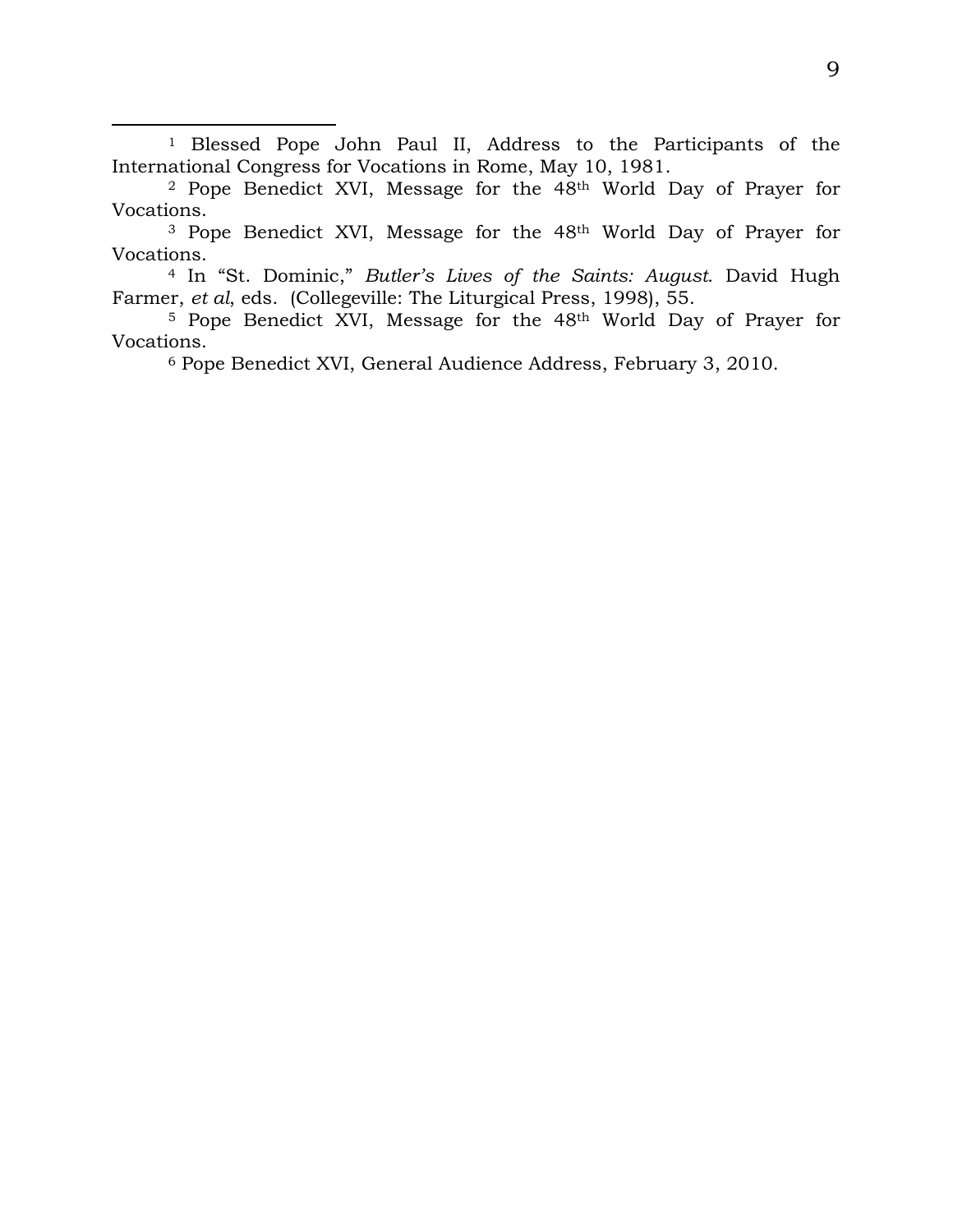[1] Blessed Pope John Paul II, Address to the Participants of the International Congress for Vocations in Rome, May 10, 1981.

[2] Pope Benedict XVI, Message for the 48th World Day of Prayer for Vocations.

[3] Pope Benedict XVI, Message for the 48th World Day of Prayer for Vocations.

[4] In "St. Dominic," *Butler's Lives of the Saints: August*. David Hugh Farmer, *et al*, eds. (Collegeville: The Liturgical Press, 1998), 55.

[5] Pope Benedict XVI, Message for the 48th World Day of Prayer for Vocations.

[6] Pope Benedict XVI, General Audience Address, February 3, 2010.